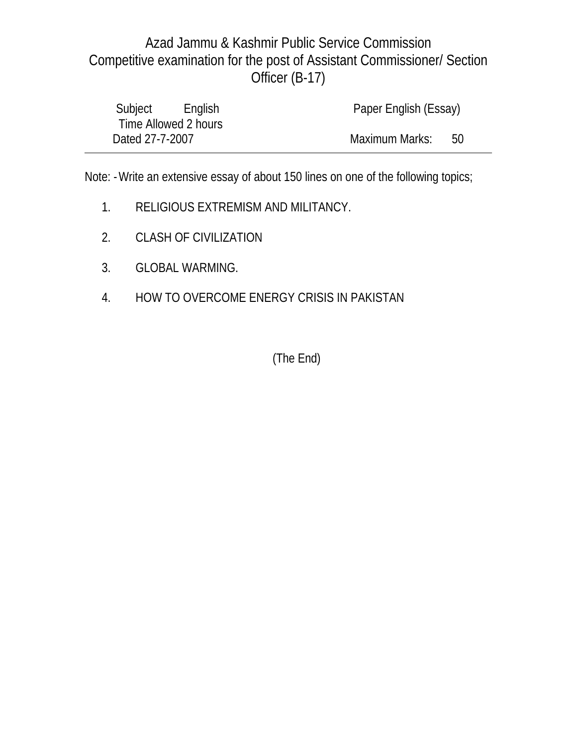# Azad Jammu & Kashmir Public Service Commission

## Competitive examination for the post of Assistant Commissioner/ Section Officer (B-17)

Subject English | Paper English (Essay)

Time Allowed 2 hours

Dated 27-7-2007 | Maximum Marks: 50

---

Note: - Write an extensive essay of about 150 lines on one of the following topics;

1. RELIGIOUS EXTREMISM AND MILITANCY.
2. CLASH OF CIVILIZATION
3. GLOBAL WARMING.
4. HOW TO OVERCOME ENERGY CRISIS IN PAKISTAN

(The End)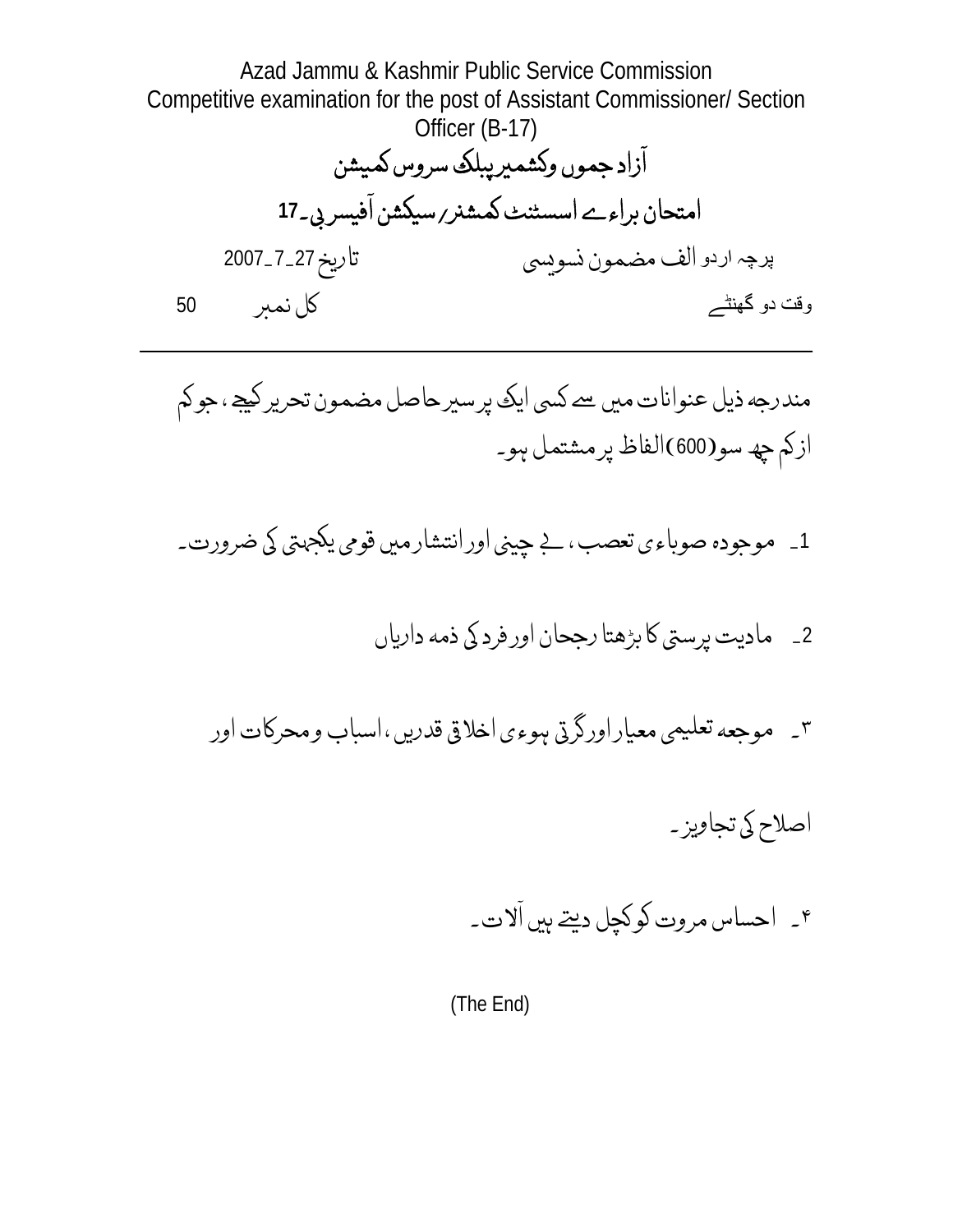Azad Jammu & Kashmir Public Service Commission
Competitive examination for the post of Assistant Commissioner/ Section Officer (B-17)

# آزاد جموں وکشمیر پبلک سروس کمیشن

## امتحان براۓ اسسٹنٹ کمشنر/ سیکشن آفیسر بی۔17

پرچہ اردو الف مضمون نویسی　　　　تاریخ 27۔7۔2007

وقت دو گھنٹے　　　　کل نمبر　50

---

مندرجہ ذیل عنوانات میں سے کسی ایک پر سیر حاصل مضمون تحریر کیجے، جو کم از کم چھ سو(600)الفاظ پر مشتمل ہو۔

1۔ موجودہ صوباءی تعصب، بے چینی اور انتشار میں قومی یکجہتی کی ضرورت۔

2۔ مادیت پرستی کا بڑھتا رجحان اور فرد کی ذمہ داریاں

۳۔ موجعہ تعلیمی معیار اور گرتی ہوءی اخلاقی قدریں، اسباب ومحرکات اور اصلاح کی تجاویز۔

۴۔ احساس مروت کو کچل دیتے ہیں آلات۔

(The End)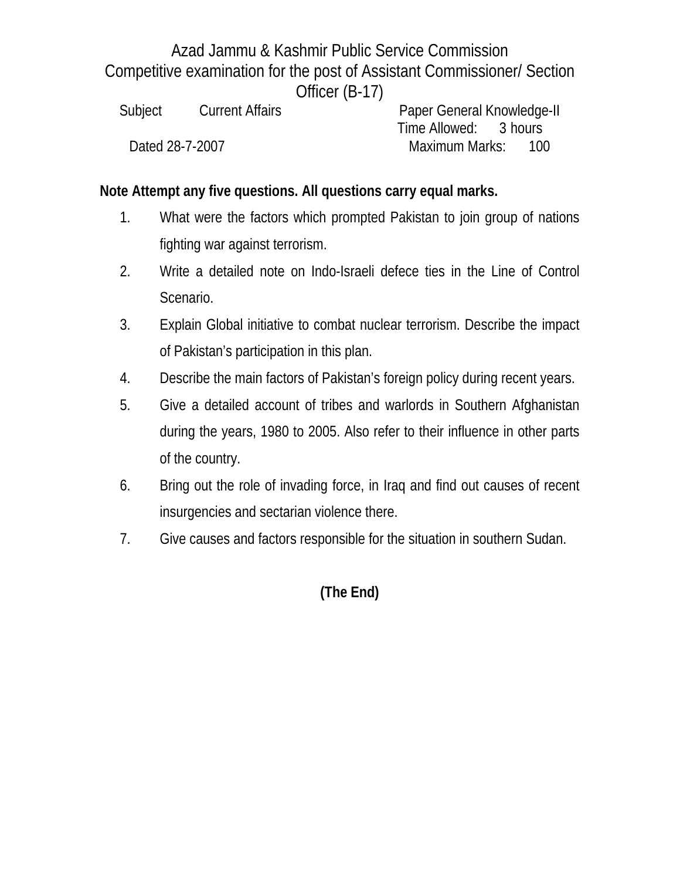Azad Jammu & Kashmir Public Service Commission
Competitive examination for the post of Assistant Commissioner/ Section Officer (B-17)

Subject Current Affairs | Paper General Knowledge-II
Time Allowed: 3 hours
Dated 28-7-2007 | Maximum Marks: 100

**Note Attempt any five questions. All questions carry equal marks.**

1. What were the factors which prompted Pakistan to join group of nations fighting war against terrorism.
2. Write a detailed note on Indo-Israeli defece ties in the Line of Control Scenario.
3. Explain Global initiative to combat nuclear terrorism. Describe the impact of Pakistan's participation in this plan.
4. Describe the main factors of Pakistan's foreign policy during recent years.
5. Give a detailed account of tribes and warlords in Southern Afghanistan during the years, 1980 to 2005. Also refer to their influence in other parts of the country.
6. Bring out the role of invading force, in Iraq and find out causes of recent insurgencies and sectarian violence there.
7. Give causes and factors responsible for the situation in southern Sudan.

**(The End)**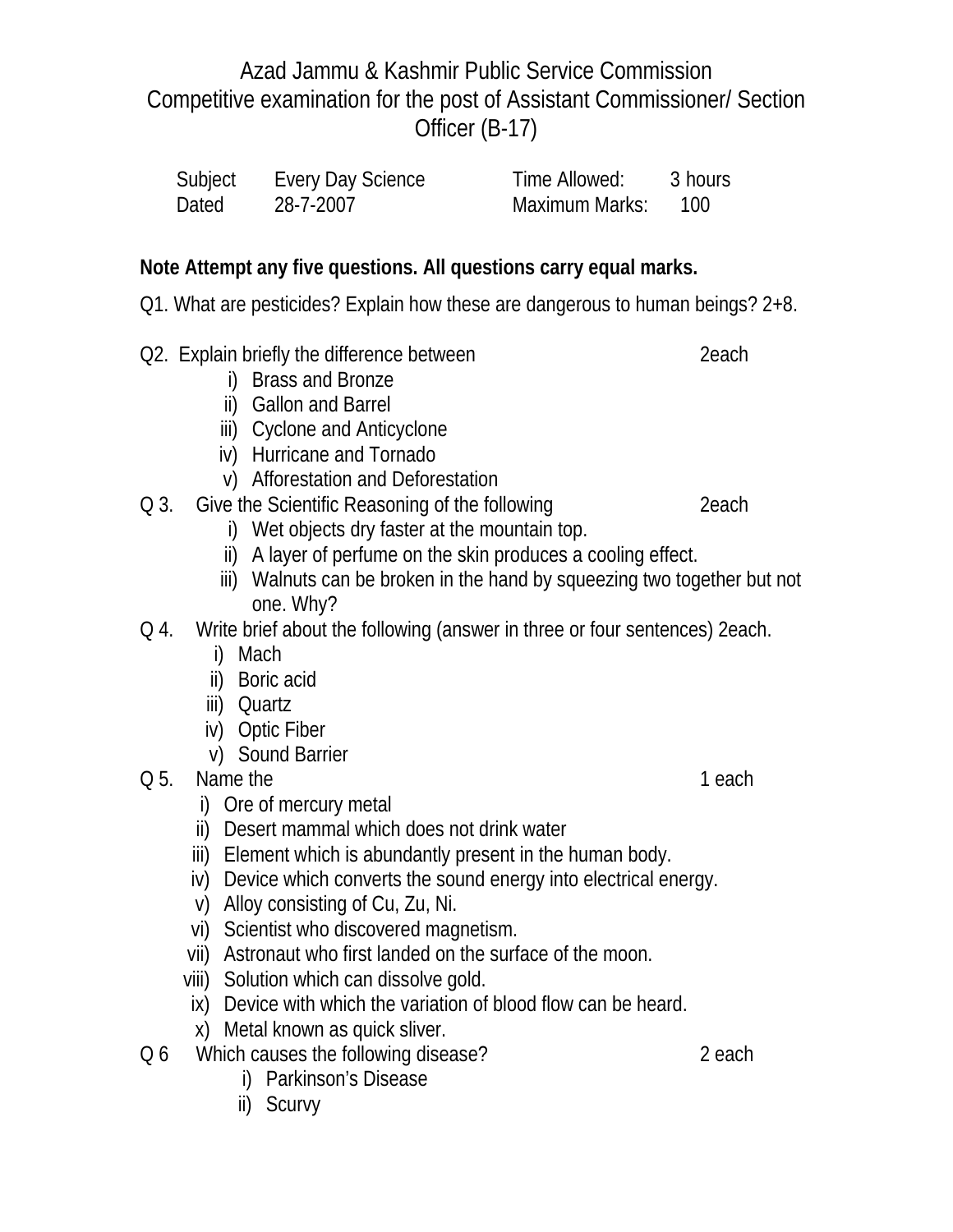Azad Jammu & Kashmir Public Service Commission
Competitive examination for the post of Assistant Commissioner/ Section Officer (B-17)

| Subject | Every Day Science | Time Allowed: | 3 hours |
|---|---|---|---|
| Dated | 28-7-2007 | Maximum Marks: | 100 |

**Note Attempt any five questions. All questions carry equal marks.**

Q1. What are pesticides? Explain how these are dangerous to human beings? 2+8.

Q2. Explain briefly the difference between 2each

i) Brass and Bronze
ii) Gallon and Barrel
iii) Cyclone and Anticyclone
iv) Hurricane and Tornado
v) Afforestation and Deforestation

Q 3. Give the Scientific Reasoning of the following 2each

i) Wet objects dry faster at the mountain top.
ii) A layer of perfume on the skin produces a cooling effect.
iii) Walnuts can be broken in the hand by squeezing two together but not one. Why?

Q 4. Write brief about the following (answer in three or four sentences) 2each.

i) Mach
ii) Boric acid
iii) Quartz
iv) Optic Fiber
v) Sound Barrier

Q 5. Name the 1 each

i) Ore of mercury metal
ii) Desert mammal which does not drink water
iii) Element which is abundantly present in the human body.
iv) Device which converts the sound energy into electrical energy.
v) Alloy consisting of Cu, Zu, Ni.
vi) Scientist who discovered magnetism.
vii) Astronaut who first landed on the surface of the moon.
viii) Solution which can dissolve gold.
ix) Device with which the variation of blood flow can be heard.
x) Metal known as quick sliver.

Q 6 Which causes the following disease? 2 each

i) Parkinson's Disease
ii) Scurvy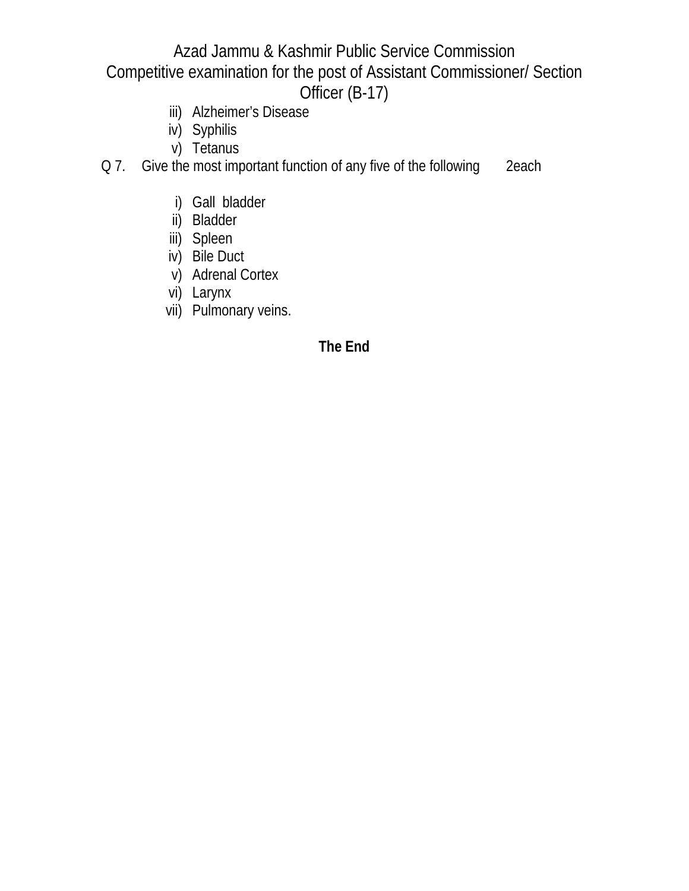iii) Alzheimer's Disease
iv) Syphilis
v) Tetanus

Q 7. Give the most important function of any five of the following 2each

i) Gall bladder
ii) Bladder
iii) Spleen
iv) Bile Duct
v) Adrenal Cortex
vi) Larynx
vii) Pulmonary veins.

**The End**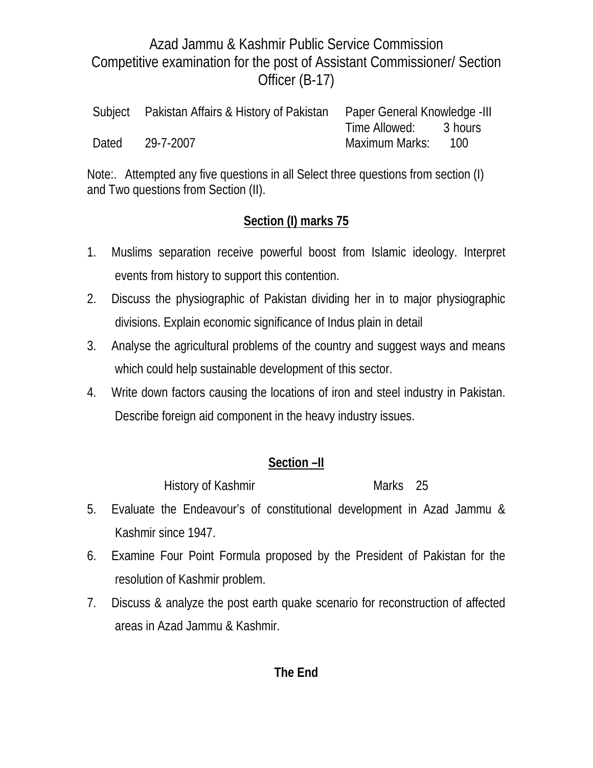# Azad Jammu & Kashmir Public Service Commission
## Competitive examination for the post of Assistant Commissioner/ Section Officer (B-17)

| | | | |
|---|---|---|---|
| Subject | Pakistan Affairs & History of Pakistan | Paper General Knowledge -III | |
| | | Time Allowed: | 3 hours |
| Dated | 29-7-2007 | Maximum Marks: | 100 |

Note:. Attempted any five questions in all Select three questions from section (I) and Two questions from Section (II).

**Section (I) marks 75**

1. Muslims separation receive powerful boost from Islamic ideology. Interpret events from history to support this contention.
2. Discuss the physiographic of Pakistan dividing her in to major physiographic divisions. Explain economic significance of Indus plain in detail
3. Analyse the agricultural problems of the country and suggest ways and means which could help sustainable development of this sector.
4. Write down factors causing the locations of iron and steel industry in Pakistan. Describe foreign aid component in the heavy industry issues.

**Section –II**

History of Kashmir Marks 25

5. Evaluate the Endeavour's of constitutional development in Azad Jammu & Kashmir since 1947.
6. Examine Four Point Formula proposed by the President of Pakistan for the resolution of Kashmir problem.
7. Discuss & analyze the post earth quake scenario for reconstruction of affected areas in Azad Jammu & Kashmir.

**The End**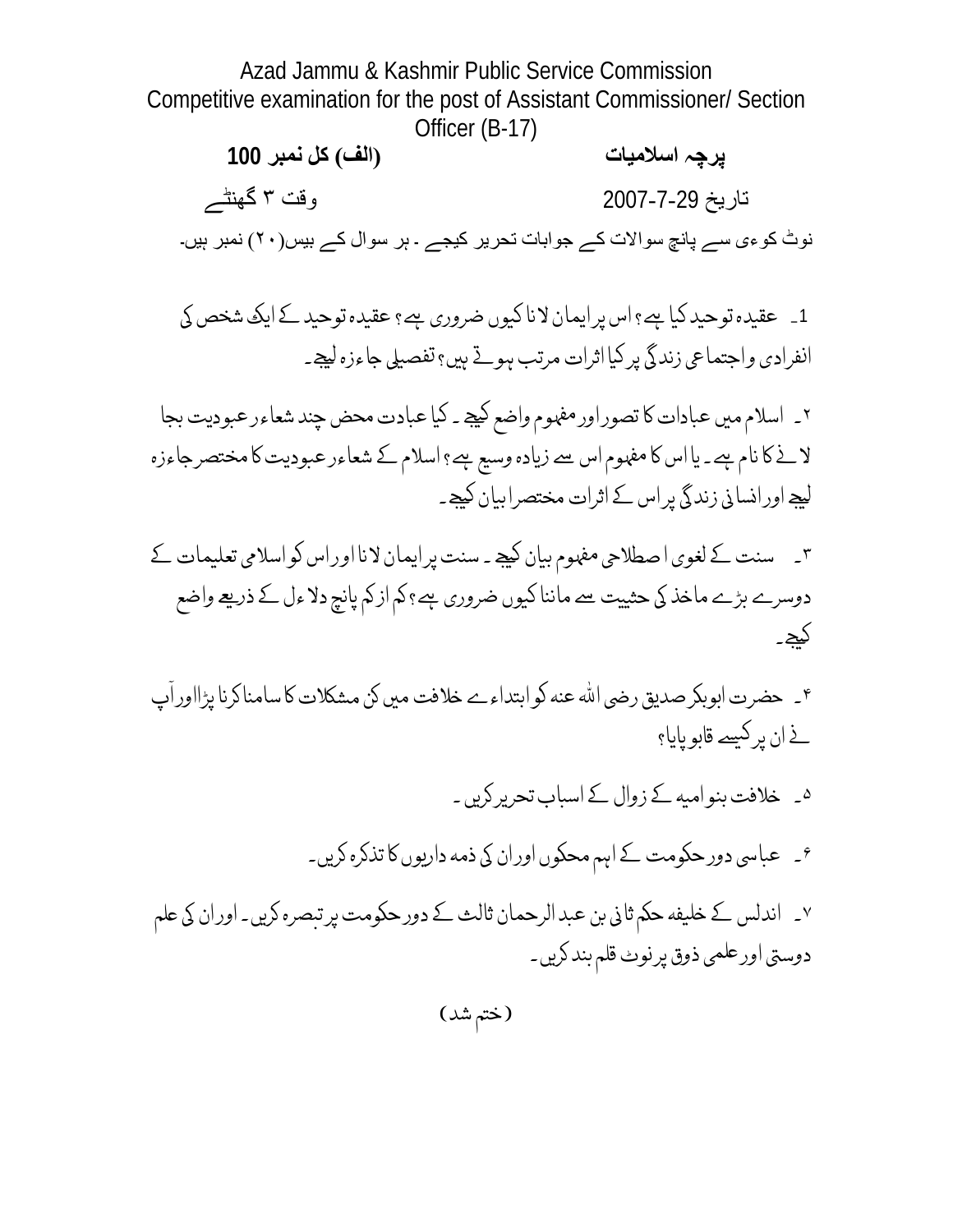Azad Jammu & Kashmir Public Service Commission
Competitive examination for the post of Assistant Commissioner/ Section Officer (B-17)

**پرچہ اسلامیات** **(الف) کل نمبر 100**

تاریخ 29-7-2007 وقت ۳ گھنٹے

نوٹ کوءی سے پانچ سوالات کے جوابات تحریر کیجیے ۔ ہر سوال کے بیس(۲۰) نمبر ہیں۔

1۔ عقیدہ توحید کیا ہے؟ اس پر ایمان لانا کیوں ضروری ہے؟ عقیدہ توحید کے ایک شخص کی انفرادی و اجتماعی زندگی پر کیا اثرات مرتب ہوتے ہیں؟ تفصیلی جاءزہ لیجے۔

۲۔ اسلام میں عبادات کا تصور اور مفہوم واضع کیجے ۔ کیا عبادت محض چند شعاءر عبودیت بجا لانے کا نام ہے ۔ یا اس کا مفہوم اس سے زیادہ وسیع ہے؟ اسلام کے شعاءر عبودیت کا مختصر جاءزہ لیجے اور انسانی زندگی پر اس کے اثرات مختصراً بیان کیجے۔

۳۔ سنت کے لغوی اصطلاحی مفہوم بیان کیجے ۔ سنت پر ایمان لانا اور اس کو اسلامی تعلیمات کے دوسرے بڑے ماخذ کی حثییت سے ماننا کیوں ضروری ہے؟ کم از کم پانچ دلاءل کے ذریعے واضع کیجے۔

۴۔ حضرت ابوبکر صدیق رضی اللہ عنہ کو ابتداءے خلافت میں کن مشکلات کا سامنا کرنا پڑا اور آپ نے ان پر کیسے قابو پایا؟

۵۔ خلافت بنو امیہ کے زوال کے اسباب تحریر کریں۔

۶۔ عباسی دور حکومت کے اہم محکموں اور ان کی ذمہ داریوں کا تذکرہ کریں۔

۷۔ اندلس کے خلیفہ حکم ثانی بن عبد الرحمان ثالث کے دور حکومت پر تبصرہ کریں۔ اور ان کی علم دوستی اور علمی ذوق پر نوٹ قلم بند کریں۔

(ختم شد)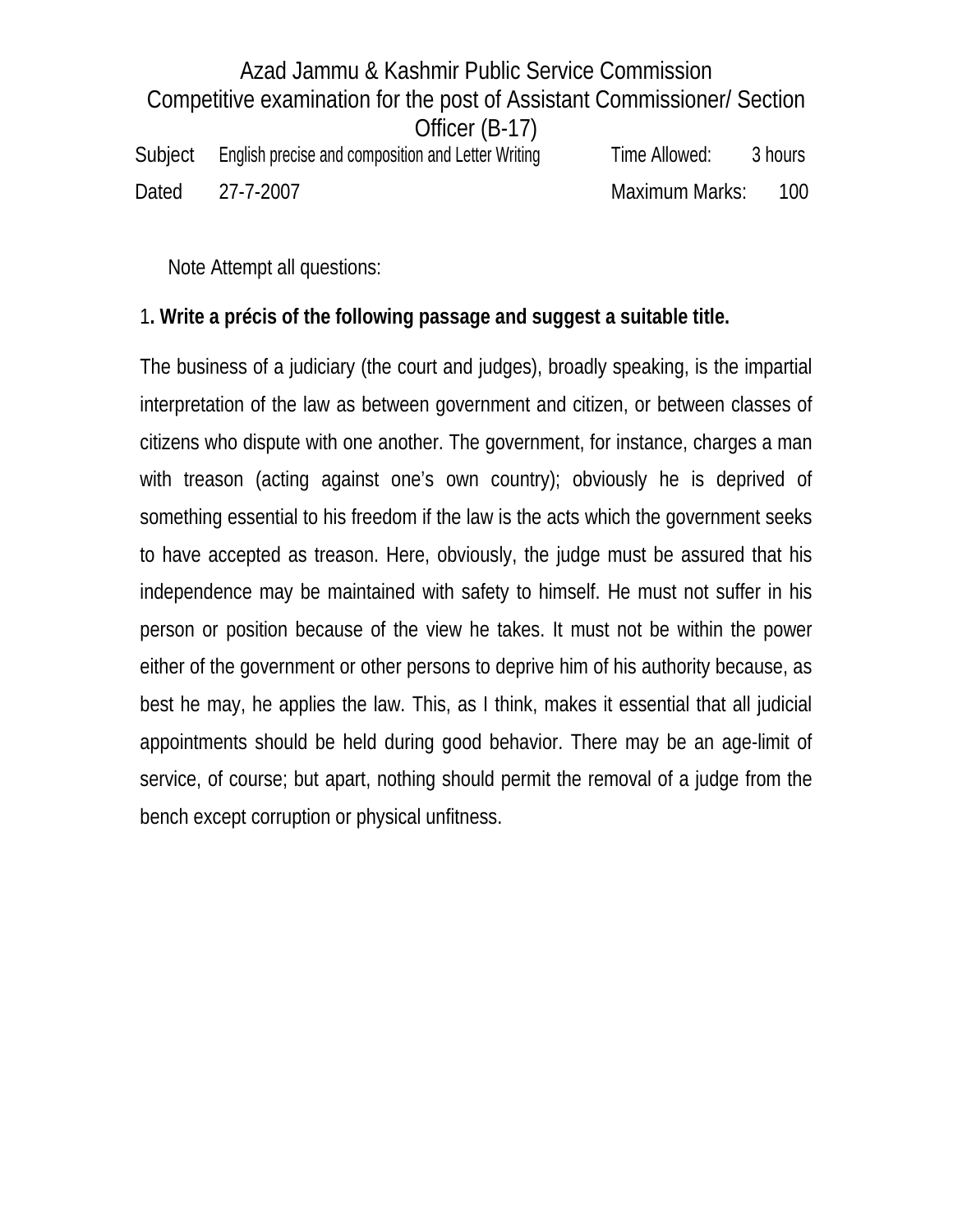# Azad Jammu & Kashmir Public Service Commission

## Competitive examination for the post of Assistant Commissioner/ Section Officer (B-17)

| | | | |
|---|---|---|---|
| Subject | English precise and composition and Letter Writing | Time Allowed: | 3 hours |
| Dated | 27-7-2007 | Maximum Marks: | 100 |

Note Attempt all questions:

1**. Write a précis of the following passage and suggest a suitable title.**

The business of a judiciary (the court and judges), broadly speaking, is the impartial interpretation of the law as between government and citizen, or between classes of citizens who dispute with one another. The government, for instance, charges a man with treason (acting against one's own country); obviously he is deprived of something essential to his freedom if the law is the acts which the government seeks to have accepted as treason. Here, obviously, the judge must be assured that his independence may be maintained with safety to himself. He must not suffer in his person or position because of the view he takes. It must not be within the power either of the government or other persons to deprive him of his authority because, as best he may, he applies the law. This, as I think, makes it essential that all judicial appointments should be held during good behavior. There may be an age-limit of service, of course; but apart, nothing should permit the removal of a judge from the bench except corruption or physical unfitness.